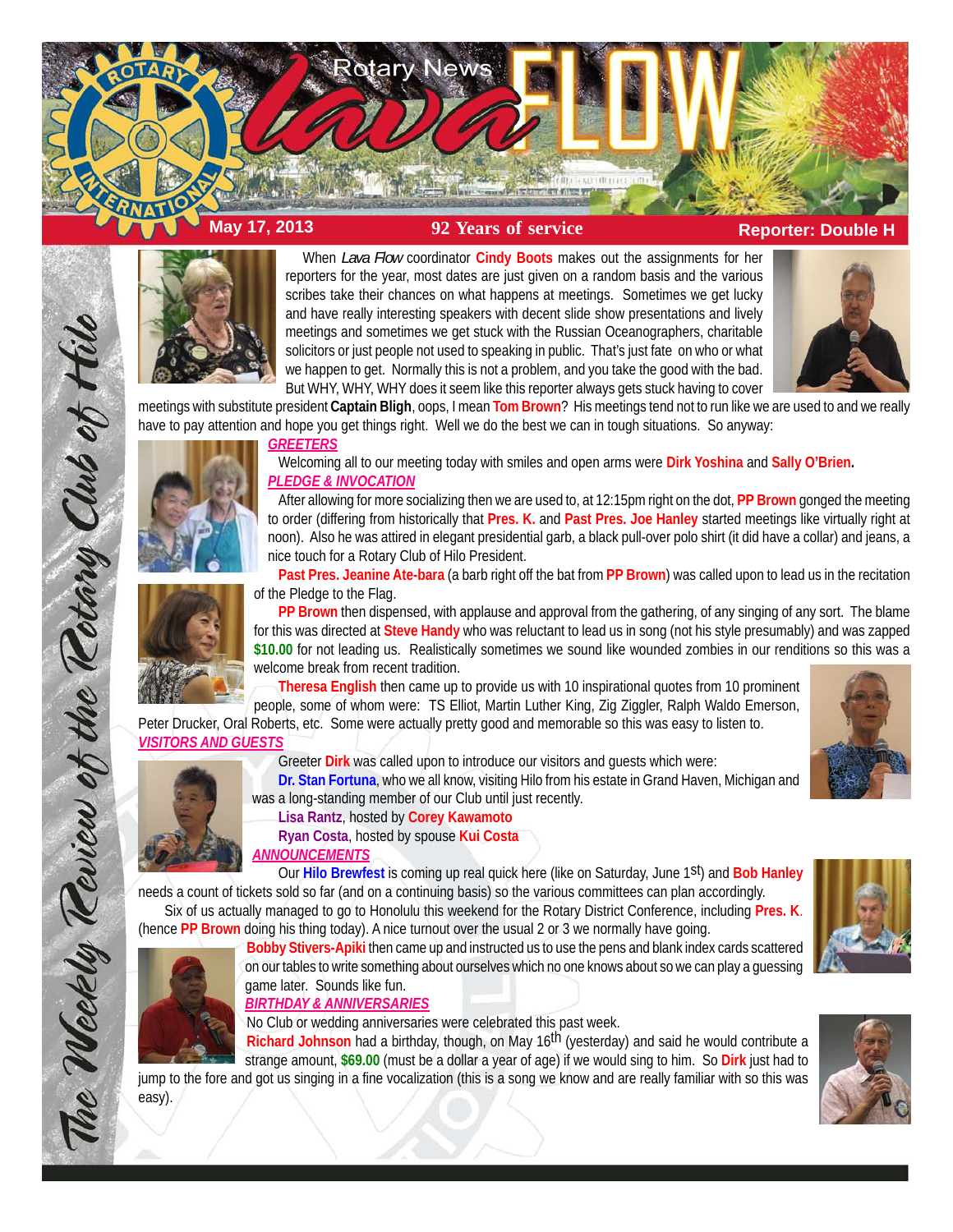# Rotary News *Lava* FLOW

**May 17, 2013** | **92 Years of service** | **Reporter: Double H**

*The Weekly Review of the Rotary Club of Hilo*

When *Lava Flow* coordinator **Cindy Boots** makes out the assignments for her reporters for the year, most dates are just given on a random basis and the various scribes take their chances on what happens at meetings. Sometimes we get lucky and have really interesting speakers with decent slide show presentations and lively meetings and sometimes we get stuck with the Russian Oceanographers, charitable solicitors or just people not used to speaking in public. That's just fate on who or what we happen to get. Normally this is not a problem, and you take the good with the bad. But WHY, WHY, WHY does it seem like this reporter always gets stuck having to cover meetings with substitute president **Captain Bligh**, oops, I mean **Tom Brown**? His meetings tend not to run like we are used to and we really have to pay attention and hope you get things right. Well we do the best we can in tough situations. So anyway:

## GREETERS

Welcoming all to our meeting today with smiles and open arms were **Dirk Yoshina** and **Sally O'Brien.**

## PLEDGE & INVOCATION

After allowing for more socializing then we are used to, at 12:15pm right on the dot, **PP Brown** gonged the meeting to order (differing from historically that **Pres. K.** and **Past Pres. Joe Hanley** started meetings like virtually right at noon). Also he was attired in elegant presidential garb, a black pull-over polo shirt (it did have a collar) and jeans, a nice touch for a Rotary Club of Hilo President.

**Past Pres. Jeanine Ate-bara** (a barb right off the bat from **PP Brown**) was called upon to lead us in the recitation of the Pledge to the Flag.

**PP Brown** then dispensed, with applause and approval from the gathering, of any singing of any sort. The blame for this was directed at **Steve Handy** who was reluctant to lead us in song (not his style presumably) and was zapped **$10.00** for not leading us. Realistically sometimes we sound like wounded zombies in our renditions so this was a welcome break from recent tradition.

**Theresa English** then came up to provide us with 10 inspirational quotes from 10 prominent people, some of whom were: TS Elliot, Martin Luther King, Zig Ziggler, Ralph Waldo Emerson, Peter Drucker, Oral Roberts, etc. Some were actually pretty good and memorable so this was easy to listen to.

## VISITORS AND GUESTS

Greeter **Dirk** was called upon to introduce our visitors and guests which were:

**Dr. Stan Fortuna**, who we all know, visiting Hilo from his estate in Grand Haven, Michigan and was a long-standing member of our Club until just recently.

**Lisa Rantz**, hosted by **Corey Kawamoto**

**Ryan Costa**, hosted by spouse **Kui Costa**

## ANNOUNCEMENTS

Our **Hilo Brewfest** is coming up real quick here (like on Saturday, June 1st) and **Bob Hanley** needs a count of tickets sold so far (and on a continuing basis) so the various committees can plan accordingly.

Six of us actually managed to go to Honolulu this weekend for the Rotary District Conference, including **Pres. K.** (hence **PP Brown** doing his thing today). A nice turnout over the usual 2 or 3 we normally have going.

**Bobby Stivers-Apiki** then came up and instructed us to use the pens and blank index cards scattered on our tables to write something about ourselves which no one knows about so we can play a guessing game later. Sounds like fun.

## BIRTHDAY & ANNIVERSARIES

No Club or wedding anniversaries were celebrated this past week.

**Richard Johnson** had a birthday, though, on May 16th (yesterday) and said he would contribute a strange amount, **$69.00** (must be a dollar a year of age) if we would sing to him. So **Dirk** just had to jump to the fore and got us singing in a fine vocalization (this is a song we know and are really familiar with so this was easy).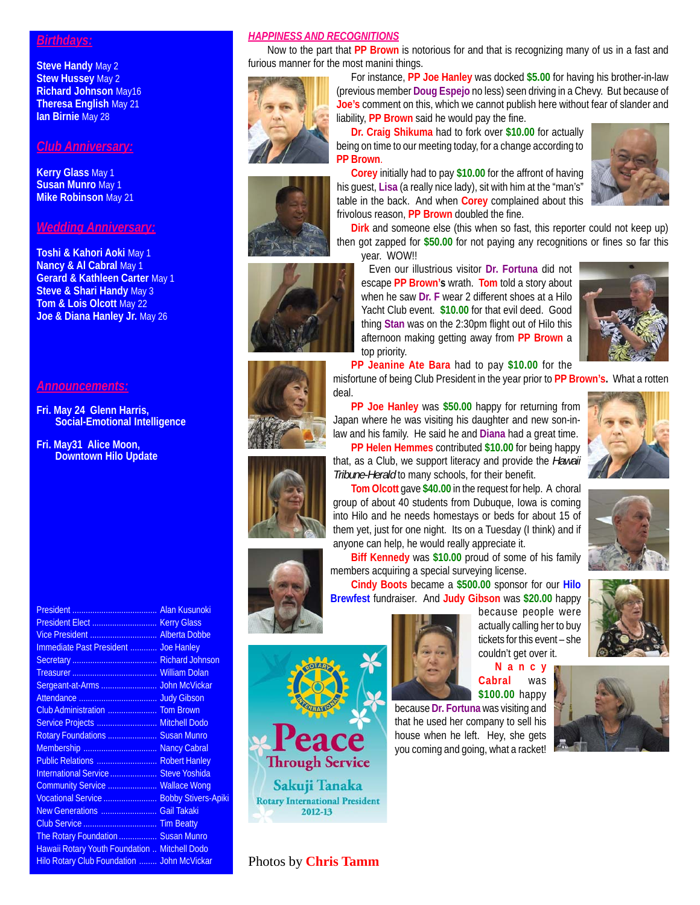## Birthdays:

**Steve Handy** May 2
**Stew Hussey** May 2
**Richard Johnson** May16
**Theresa English** May 21
**Ian Birnie** May 28

## Club Anniversary:

**Kerry Glass** May 1
**Susan Munro** May 1
**Mike Robinson** May 21

## Wedding Anniversary:

**Toshi & Kahori Aoki** May 1
**Nancy & Al Cabral** May 1
**Gerard & Kathleen Carter** May 1
**Steve & Shari Handy** May 3
**Tom & Lois Olcott** May 22
**Joe & Diana Hanley Jr.** May 26

## Announcements:

**Fri. May 24 Glenn Harris,**
**Social-Emotional Intelligence**

**Fri. May31 Alice Moon,**
**Downtown Hilo Update**

| | |
|---|---|
| President | Alan Kusunoki |
| President Elect | Kerry Glass |
| Vice President | Alberta Dobbe |
| Immediate Past President | Joe Hanley |
| Secretary | Richard Johnson |
| Treasurer | William Dolan |
| Sergeant-at-Arms | John McVickar |
| Attendance | Judy Gibson |
| Club Administration | Tom Brown |
| Service Projects | Mitchell Dodo |
| Rotary Foundations | Susan Munro |
| Membership | Nancy Cabral |
| Public Relations | Robert Hanley |
| International Service | Steve Yoshida |
| Community Service | Wallace Wong |
| Vocational Service | Bobby Stivers-Apiki |
| New Generations | Gail Takaki |
| Club Service | Tim Beatty |
| The Rotary Foundation | Susan Munro |
| Hawaii Rotary Youth Foundation | Mitchell Dodo |
| Hilo Rotary Club Foundation | John McVickar |

## HAPPINESS AND RECOGNITIONS

Now to the part that **PP Brown** is notorious for and that is recognizing many of us in a fast and furious manner for the most manini things.

For instance, **PP Joe Hanley** was docked **$5.00** for having his brother-in-law (previous member **Doug Espejo** no less) seen driving in a Chevy. But because of **Joe's** comment on this, which we cannot publish here without fear of slander and liability, **PP Brown** said he would pay the fine.

**Dr. Craig Shikuma** had to fork over **$10.00** for actually being on time to our meeting today, for a change according to **PP Brown**.

**Corey** initially had to pay **$10.00** for the affront of having his guest, **Lisa** (a really nice lady), sit with him at the "man's" table in the back. And when **Corey** complained about this frivolous reason, **PP Brown** doubled the fine.

**Dirk** and someone else (this when so fast, this reporter could not keep up) then got zapped for **$50.00** for not paying any recognitions or fines so far this year. WOW!!

Even our illustrious visitor **Dr. Fortuna** did not escape **PP Brown's** wrath. **Tom** told a story about when he saw **Dr. F** wear 2 different shoes at a Hilo Yacht Club event. **$10.00** for that evil deed. Good thing **Stan** was on the 2:30pm flight out of Hilo this afternoon making getting away from **PP Brown** a top priority.

**PP Jeanine Ate Bara** had to pay **$10.00** for the misfortune of being Club President in the year prior to **PP Brown's.** What a rotten deal.

**PP Joe Hanley** was **$50.00** happy for returning from Japan where he was visiting his daughter and new son-in-law and his family. He said he and **Diana** had a great time.

**PP Helen Hemmes** contributed **$10.00** for being happy that, as a Club, we support literacy and provide the *Hawaii Tribune-Herald* to many schools, for their benefit.

**Tom Olcott** gave **$40.00** in the request for help. A choral group of about 40 students from Dubuque, Iowa is coming into Hilo and he needs homestays or beds for about 15 of them yet, just for one night. Its on a Tuesday (I think) and if anyone can help, he would really appreciate it.

**Biff Kennedy** was **$10.00** proud of some of his family members acquiring a special surveying license.

**Cindy Boots** became a **$500.00** sponsor for our **Hilo Brewfest** fundraiser. And **Judy Gibson** was **$20.00** happy because people were actually calling her to buy tickets for this event – she couldn't get over it.

**Nancy Cabral** was **$100.00** happy because **Dr. Fortuna** was visiting and that he used her company to sell his house when he left. Hey, she gets you coming and going, what a racket!

Peace Through Service
Sakuji Tanaka
Rotary International President 2012-13

Photos by **Chris Tamm**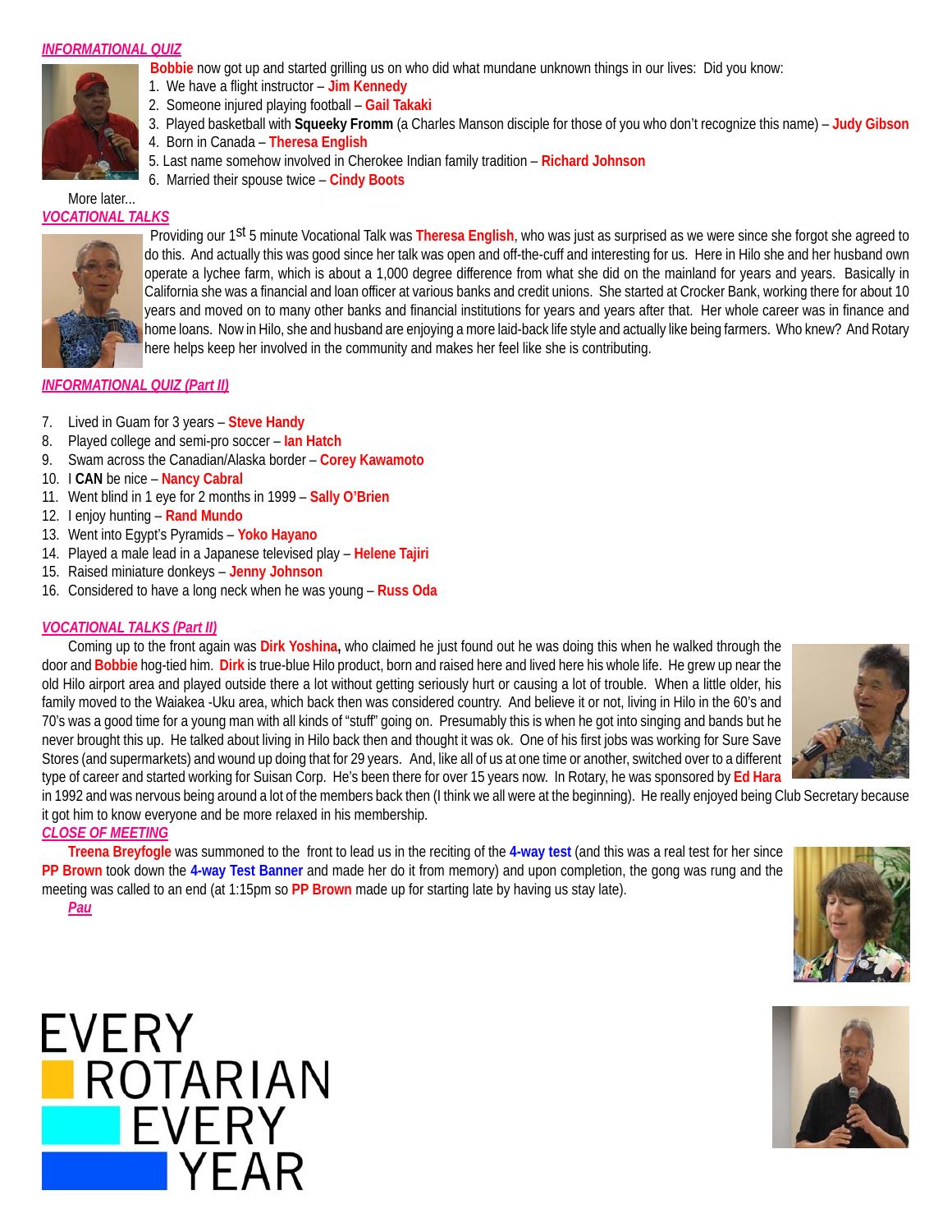***INFORMATIONAL QUIZ***

**Bobbie** now got up and started grilling us on who did what mundane unknown things in our lives: Did you know:

1. We have a flight instructor – **Jim Kennedy**
2. Someone injured playing football – **Gail Takaki**
3. Played basketball with **Squeeky Fromm** (a Charles Manson disciple for those of you who don't recognize this name) – **Judy Gibson**
4. Born in Canada – **Theresa English**
5. Last name somehow involved in Cherokee Indian family tradition – **Richard Johnson**
6. Married their spouse twice – **Cindy Boots**

More later...

***VOCATIONAL TALKS***

Providing our 1st 5 minute Vocational Talk was **Theresa English**, who was just as surprised as we were since she forgot she agreed to do this. And actually this was good since her talk was open and off-the-cuff and interesting for us. Here in Hilo she and her husband own operate a lychee farm, which is about a 1,000 degree difference from what she did on the mainland for years and years. Basically in California she was a financial and loan officer at various banks and credit unions. She started at Crocker Bank, working there for about 10 years and moved on to many other banks and financial institutions for years and years after that. Her whole career was in finance and home loans. Now in Hilo, she and husband are enjoying a more laid-back life style and actually like being farmers. Who knew? And Rotary here helps keep her involved in the community and makes her feel like she is contributing.

***INFORMATIONAL QUIZ (Part II)***

7. Lived in Guam for 3 years – **Steve Handy**
8. Played college and semi-pro soccer – **Ian Hatch**
9. Swam across the Canadian/Alaska border – **Corey Kawamoto**
10. I **CAN** be nice – **Nancy Cabral**
11. Went blind in 1 eye for 2 months in 1999 – **Sally O'Brien**
12. I enjoy hunting – **Rand Mundo**
13. Went into Egypt's Pyramids – **Yoko Hayano**
14. Played a male lead in a Japanese televised play – **Helene Tajiri**
15. Raised miniature donkeys – **Jenny Johnson**
16. Considered to have a long neck when he was young – **Russ Oda**

***VOCATIONAL TALKS (Part II)***

Coming up to the front again was **Dirk Yoshina,** who claimed he just found out he was doing this when he walked through the door and **Bobbie** hog-tied him. **Dirk** is true-blue Hilo product, born and raised here and lived here his whole life. He grew up near the old Hilo airport area and played outside there a lot without getting seriously hurt or causing a lot of trouble. When a little older, his family moved to the Waiakea -Uku area, which back then was considered country. And believe it or not, living in Hilo in the 60's and 70's was a good time for a young man with all kinds of "stuff" going on. Presumably this is when he got into singing and bands but he never brought this up. He talked about living in Hilo back then and thought it was ok. One of his first jobs was working for Sure Save Stores (and supermarkets) and wound up doing that for 29 years. And, like all of us at one time or another, switched over to a different type of career and started working for Suisan Corp. He's been there for over 15 years now. In Rotary, he was sponsored by **Ed Hara** in 1992 and was nervous being around a lot of the members back then (I think we all were at the beginning). He really enjoyed being Club Secretary because it got him to know everyone and be more relaxed in his membership.

***CLOSE OF MEETING***

**Treena Breyfogle** was summoned to the front to lead us in the reciting of the **4-way test** (and this was a real test for her since **PP Brown** took down the **4-way Test Banner** and made her do it from memory) and upon completion, the gong was rung and the meeting was called to an end (at 1:15pm so **PP Brown** made up for starting late by having us stay late).

***Pau***

EVERY ROTARIAN EVERY YEAR